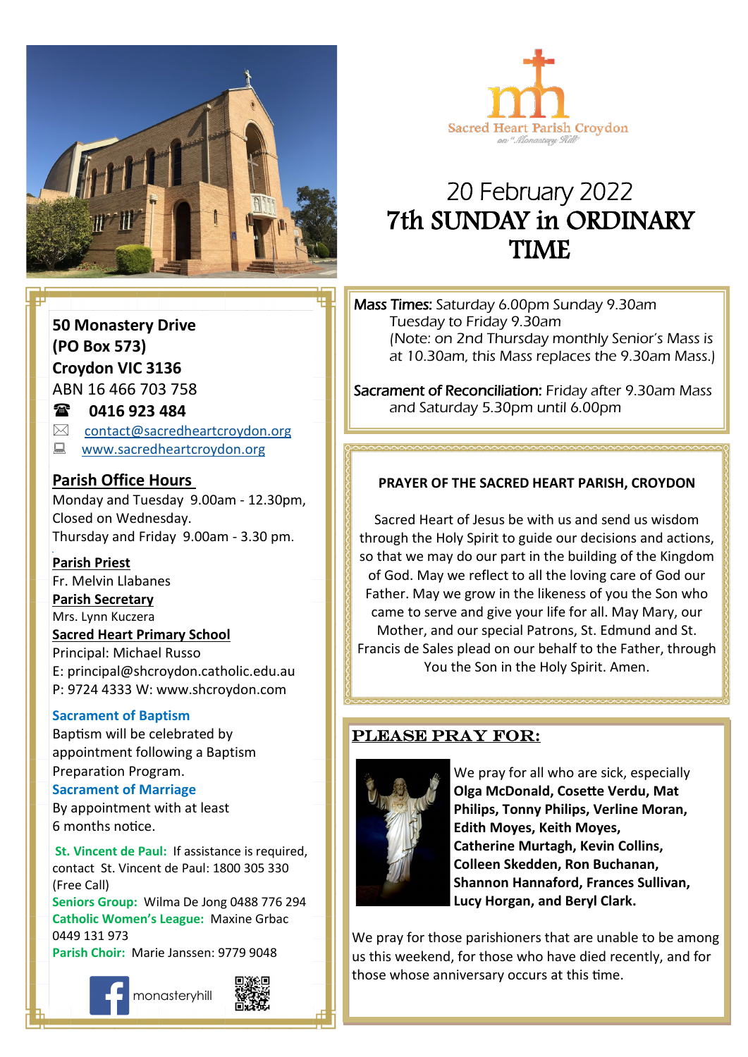Sacred Heart Parish Croydon

on "Monastery Hill"

# 20 February 2022
# 7th SUNDAY in ORDINARY TIME

**50 Monastery Drive**
**(PO Box 573)**
**Croydon VIC 3136**
ABN 16 466 703 758

☎ **0416 923 484**

✉ contact@sacredheartcroydon.org

www.sacredheartcroydon.org

**Parish Office Hours**
Monday and Tuesday 9.00am - 12.30pm,
Closed on Wednesday.
Thursday and Friday 9.00am - 3.30 pm.

**Parish Priest**
Fr. Melvin Llabanes

**Parish Secretary**
Mrs. Lynn Kuczera

**Sacred Heart Primary School**
Principal: Michael Russo
E: principal@shcroydon.catholic.edu.au
P: 9724 4333 W: www.shcroydon.com

**Sacrament of Baptism**
Baptism will be celebrated by appointment following a Baptism Preparation Program.

**Sacrament of Marriage**
By appointment with at least 6 months notice.

**St. Vincent de Paul:** If assistance is required, contact St. Vincent de Paul: 1800 305 330 (Free Call)

**Seniors Group:** Wilma De Jong 0488 776 294

**Catholic Women's League:** Maxine Grbac 0449 131 973

**Parish Choir:** Marie Janssen: 9779 9048

monasteryhill

Mass Times: *Saturday 6.00pm Sunday 9.30am*
*Tuesday to Friday 9.30am*
*(Note: on 2nd Thursday monthly Senior's Mass is at 10.30am, this Mass replaces the 9.30am Mass.)*

Sacrament of Reconciliation: *Friday after 9.30am Mass and Saturday 5.30pm until 6.00pm*

**PRAYER OF THE SACRED HEART PARISH, CROYDON**

Sacred Heart of Jesus be with us and send us wisdom through the Holy Spirit to guide our decisions and actions, so that we may do our part in the building of the Kingdom of God. May we reflect to all the loving care of God our Father. May we grow in the likeness of you the Son who came to serve and give your life for all. May Mary, our Mother, and our special Patrons, St. Edmund and St. Francis de Sales plead on our behalf to the Father, through You the Son in the Holy Spirit. Amen.

## PLEASE PRAY FOR:

We pray for all who are sick, especially **Olga McDonald, Cosette Verdu, Mat Philips, Tonny Philips, Verline Moran, Edith Moyes, Keith Moyes, Catherine Murtagh, Kevin Collins, Colleen Skedden, Ron Buchanan, Shannon Hannaford, Frances Sullivan, Lucy Horgan, and Beryl Clark.**

We pray for those parishioners that are unable to be among us this weekend, for those who have died recently, and for those whose anniversary occurs at this time.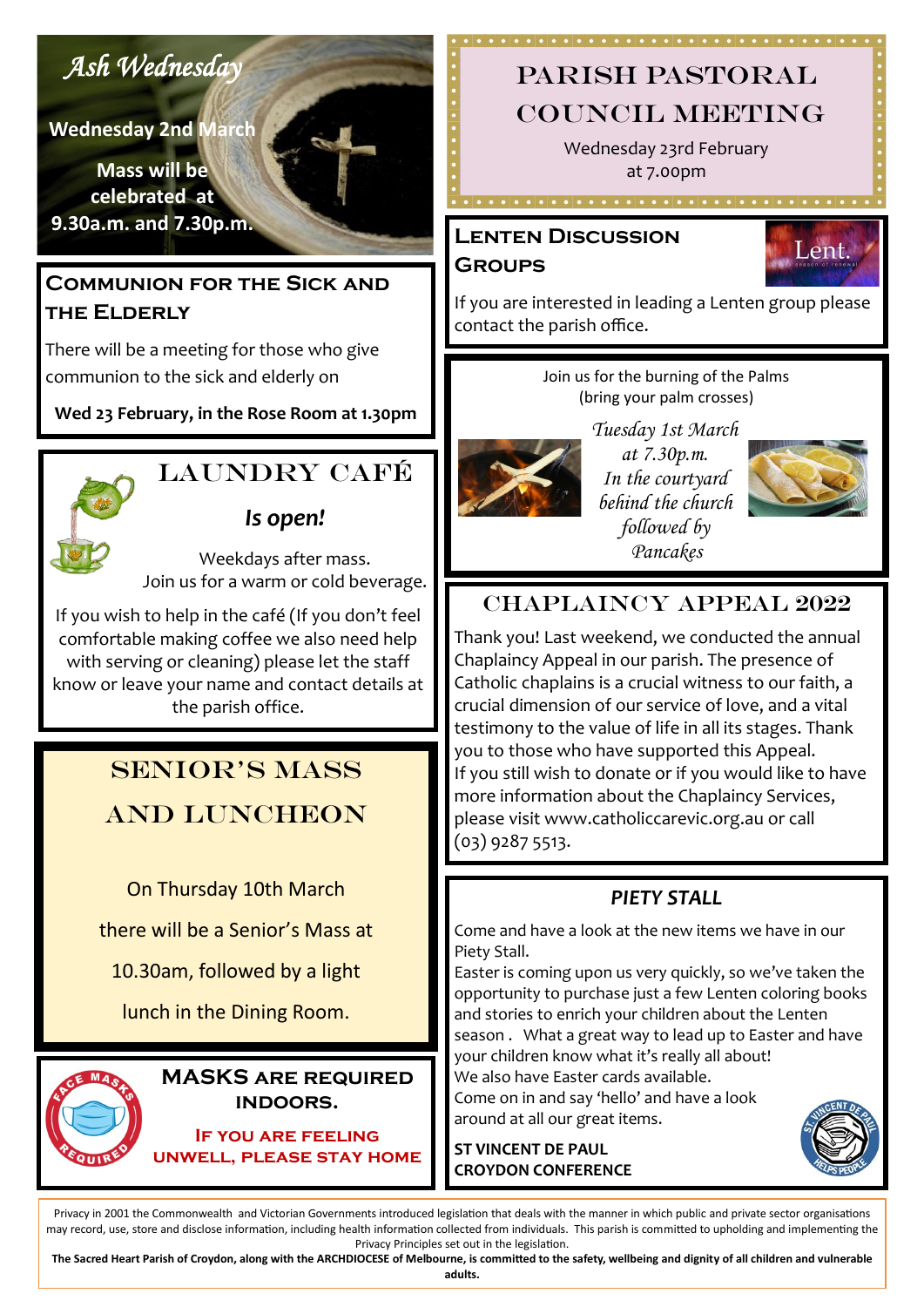## Ash Wednesday

**Wednesday 2nd March**

**Mass will be celebrated at 9.30a.m. and 7.30p.m.**

## Communion for the Sick and the Elderly

There will be a meeting for those who give communion to the sick and elderly on

**Wed 23 February, in the Rose Room at 1.30pm**

## Laundry Café

***Is open!***

Weekdays after mass.
Join us for a warm or cold beverage.

If you wish to help in the café (If you don't feel comfortable making coffee we also need help with serving or cleaning) please let the staff know or leave your name and contact details at the parish office.

## Senior's Mass and Luncheon

On Thursday 10th March

there will be a Senior's Mass at

10.30am, followed by a light

lunch in the Dining Room.

## Masks are required indoors.

**If you are feeling unwell, please stay home**

## Parish Pastoral Council Meeting

Wednesday 23rd February
at 7.00pm

## Lenten Discussion Groups

If you are interested in leading a Lenten group please contact the parish office.

Join us for the burning of the Palms
(bring your palm crosses)

*Tuesday 1st March*
*at 7.30p.m.*
*In the courtyard*
*behind the church*
*followed by*
*Pancakes*

## Chaplaincy Appeal 2022

Thank you! Last weekend, we conducted the annual Chaplaincy Appeal in our parish. The presence of Catholic chaplains is a crucial witness to our faith, a crucial dimension of our service of love, and a vital testimony to the value of life in all its stages. Thank you to those who have supported this Appeal.
If you still wish to donate or if you would like to have more information about the Chaplaincy Services, please visit www.catholiccarevic.org.au or call (03) 9287 5513.

## *Piety Stall*

Come and have a look at the new items we have in our Piety Stall.
Easter is coming upon us very quickly, so we've taken the opportunity to purchase just a few Lenten coloring books and stories to enrich your children about the Lenten season . What a great way to lead up to Easter and have your children know what it's really all about!
We also have Easter cards available.
Come on in and say 'hello' and have a look around at all our great items.

**ST VINCENT DE PAUL CROYDON CONFERENCE**

Privacy in 2001 the Commonwealth and Victorian Governments introduced legislation that deals with the manner in which public and private sector organisations may record, use, store and disclose information, including health information collected from individuals. This parish is committed to upholding and implementing the Privacy Principles set out in the legislation.

**The Sacred Heart Parish of Croydon, along with the ARCHDIOCESE of Melbourne, is committed to the safety, wellbeing and dignity of all children and vulnerable adults.**